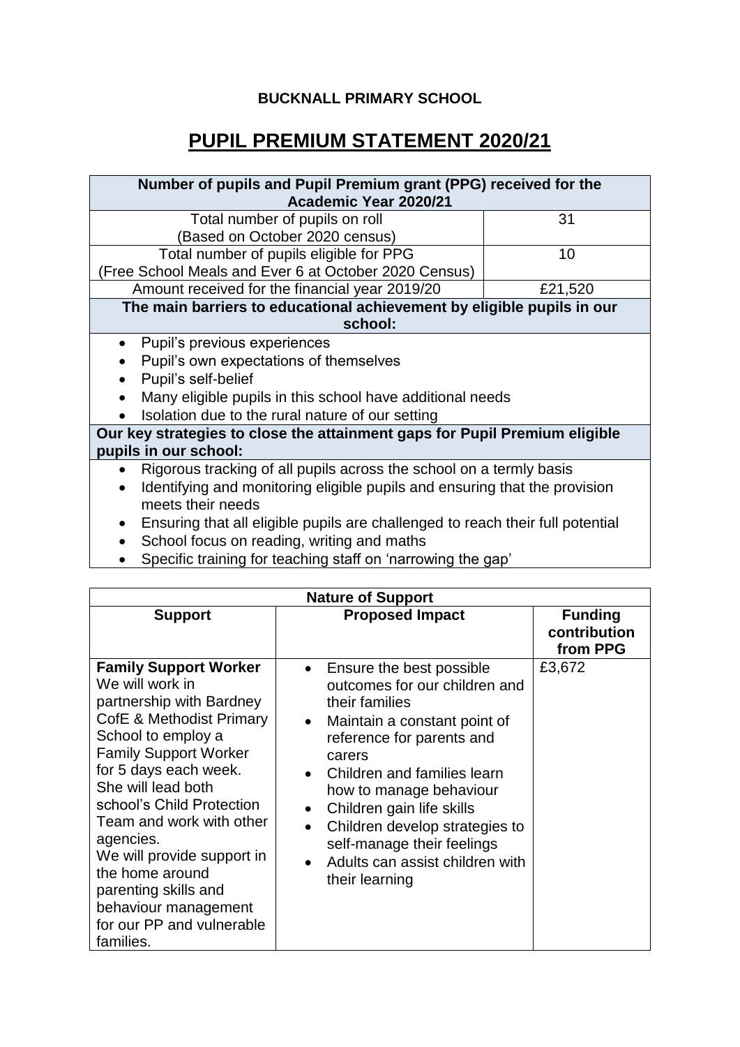**BUCKNALL PRIMARY SCHOOL**

# PUPIL PREMIUM STATEMENT 2020/21

| Number of pupils and Pupil Premium grant (PPG) received for the Academic Year 2020/21 | |
|---|---|
| Total number of pupils on roll (Based on October 2020 census) | 31 |
| Total number of pupils eligible for PPG (Free School Meals and Ever 6 at October 2020 Census) | 10 |
| Amount received for the financial year 2019/20 | £21,520 |
| **The main barriers to educational achievement by eligible pupils in our school:** | |
| • Pupil's previous experiences<br>• Pupil's own expectations of themselves<br>• Pupil's self-belief<br>• Many eligible pupils in this school have additional needs<br>• Isolation due to the rural nature of our setting | |
| **Our key strategies to close the attainment gaps for Pupil Premium eligible pupils in our school:** | |
| • Rigorous tracking of all pupils across the school on a termly basis<br>• Identifying and monitoring eligible pupils and ensuring that the provision meets their needs<br>• Ensuring that all eligible pupils are challenged to reach their full potential<br>• School focus on reading, writing and maths<br>• Specific training for teaching staff on 'narrowing the gap' | |

| Nature of Support | | |
|---|---|---|
| **Support** | **Proposed Impact** | **Funding contribution from PPG** |
| **Family Support Worker**<br>We will work in partnership with Bardney CofE & Methodist Primary School to employ a Family Support Worker for 5 days each week. She will lead both school's Child Protection Team and work with other agencies.<br>We will provide support in the home around parenting skills and behaviour management for our PP and vulnerable families. | • Ensure the best possible outcomes for our children and their families<br>• Maintain a constant point of reference for parents and carers<br>• Children and families learn how to manage behaviour<br>• Children gain life skills<br>• Children develop strategies to self-manage their feelings<br>• Adults can assist children with their learning | £3,672 |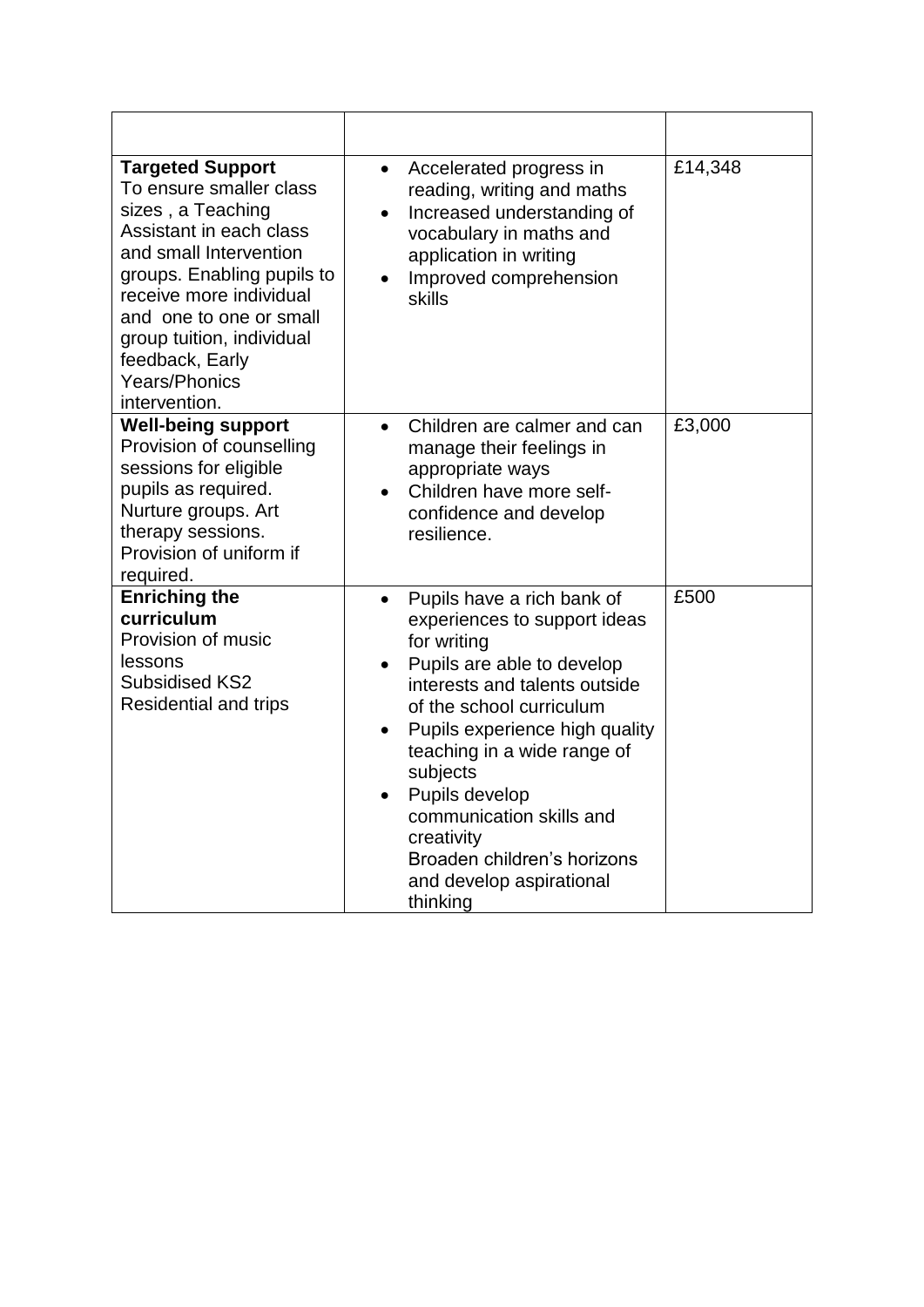| | | |
|---|---|---|
| **Targeted Support** To ensure smaller class sizes , a Teaching Assistant in each class and small Intervention groups. Enabling pupils to receive more individual and one to one or small group tuition, individual feedback, Early Years/Phonics intervention. | • Accelerated progress in reading, writing and maths<br>• Increased understanding of vocabulary in maths and application in writing<br>• Improved comprehension skills | £14,348 |
| **Well-being support** Provision of counselling sessions for eligible pupils as required. Nurture groups. Art therapy sessions. Provision of uniform if required. | • Children are calmer and can manage their feelings in appropriate ways<br>• Children have more self-confidence and develop resilience. | £3,000 |
| **Enriching the curriculum** Provision of music lessons<br>Subsidised KS2 Residential and trips | • Pupils have a rich bank of experiences to support ideas for writing<br>• Pupils are able to develop interests and talents outside of the school curriculum<br>• Pupils experience high quality teaching in a wide range of subjects<br>• Pupils develop communication skills and creativity<br>Broaden children's horizons and develop aspirational thinking | £500 |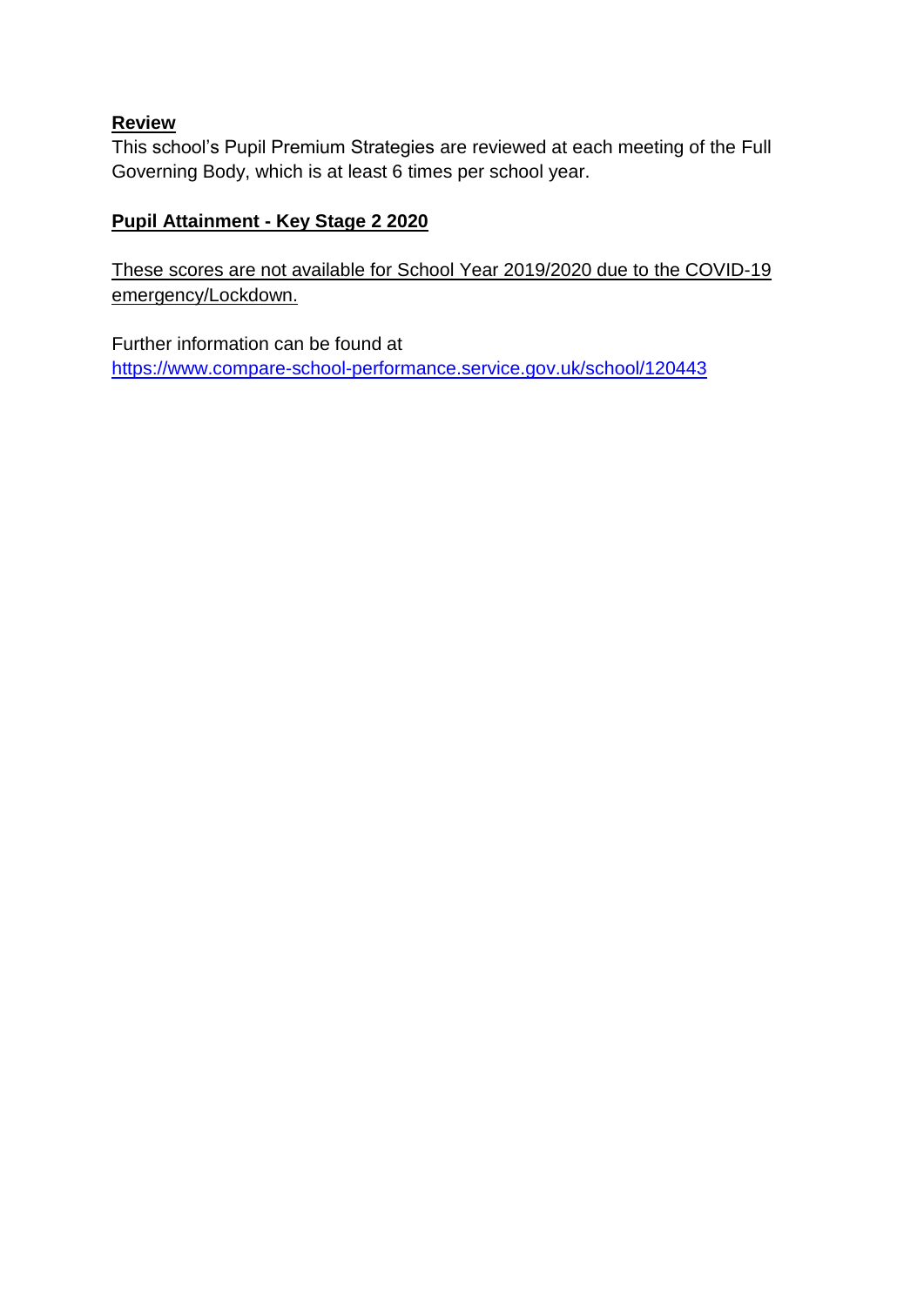## Review

This school's Pupil Premium Strategies are reviewed at each meeting of the Full Governing Body, which is at least 6 times per school year.

## Pupil Attainment - Key Stage 2 2020

These scores are not available for School Year 2019/2020 due to the COVID-19 emergency/Lockdown.

Further information can be found at
https://www.compare-school-performance.service.gov.uk/school/120443